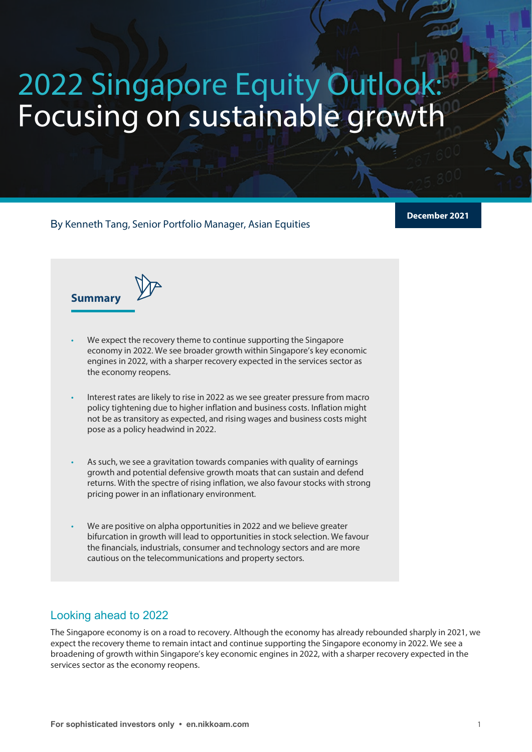# 2022 Singapore Equity Outlook: Focusing on sustainable growth

By Kenneth Tang, Senior Portfolio Manager, Asian Equities

**December 2021**

## Summary

- We expect the recovery theme to continue supporting the Singapore economy in 2022. We see broader growth within Singapore's key economic engines in 2022, with a sharper recovery expected in the services sector as the economy reopens.
- Interest rates are likely to rise in 2022 as we see greater pressure from macro policy tightening due to higher inflation and business costs. Inflation might not be as transitory as expected, and rising wages and business costs might pose as a policy headwind in 2022.
- As such, we see a gravitation towards companies with quality of earnings growth and potential defensive growth moats that can sustain and defend returns. With the spectre of rising inflation, we also favour stocks with strong pricing power in an inflationary environment.
- We are positive on alpha opportunities in 2022 and we believe greater bifurcation in growth will lead to opportunities in stock selection. We favour the financials, industrials, consumer and technology sectors and are more cautious on the telecommunications and property sectors.

## Looking ahead to 2022

The Singapore economy is on a road to recovery. Although the economy has already rebounded sharply in 2021, we expect the recovery theme to remain intact and continue supporting the Singapore economy in 2022. We see a broadening of growth within Singapore's key economic engines in 2022, with a sharper recovery expected in the services sector as the economy reopens.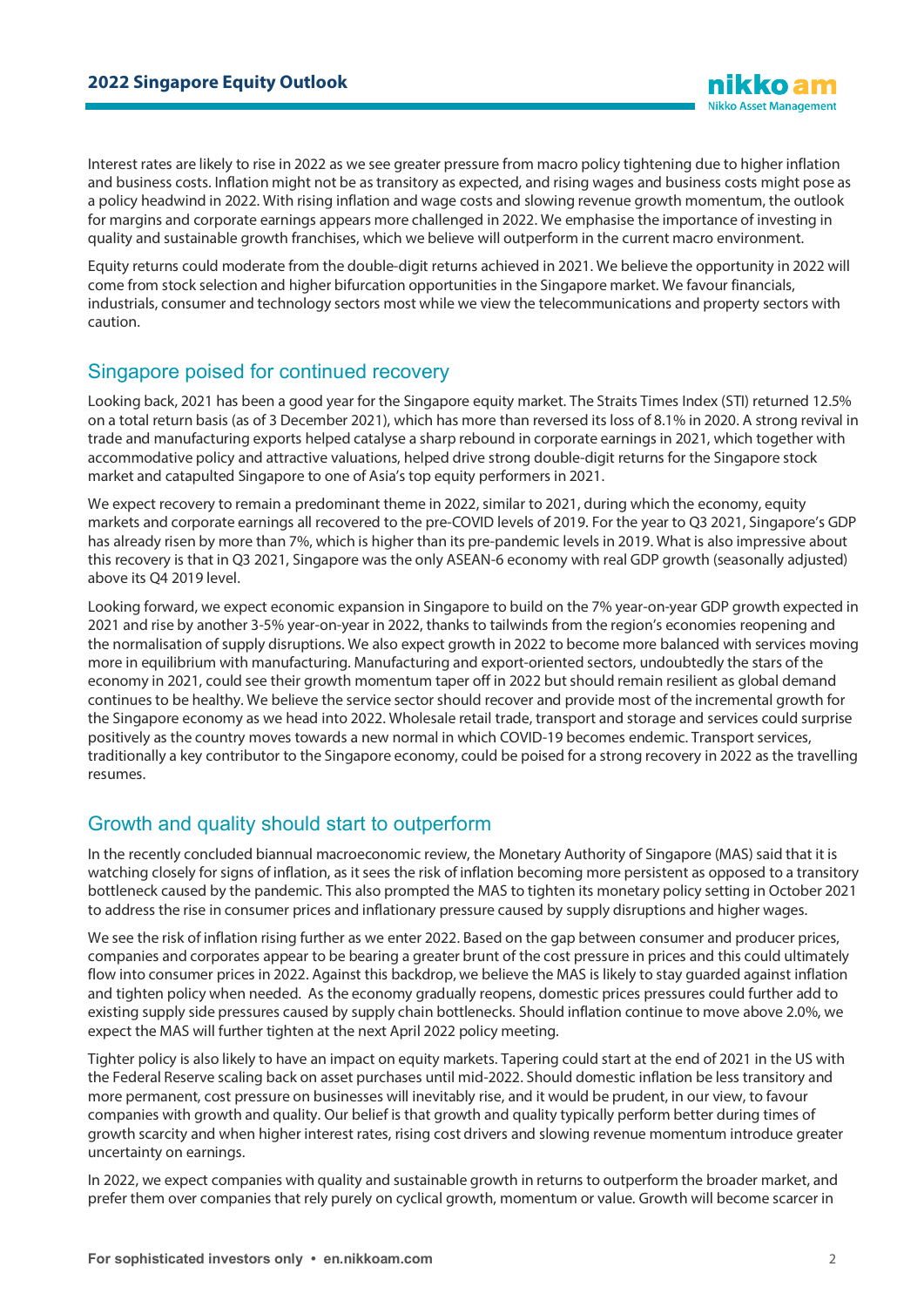Interest rates are likely to rise in 2022 as we see greater pressure from macro policy tightening due to higher inflation and business costs. Inflation might not be as transitory as expected, and rising wages and business costs might pose as a policy headwind in 2022. With rising inflation and wage costs and slowing revenue growth momentum, the outlook for margins and corporate earnings appears more challenged in 2022. We emphasise the importance of investing in quality and sustainable growth franchises, which we believe will outperform in the current macro environment.

Equity returns could moderate from the double-digit returns achieved in 2021. We believe the opportunity in 2022 will come from stock selection and higher bifurcation opportunities in the Singapore market. We favour financials, industrials, consumer and technology sectors most while we view the telecommunications and property sectors with caution.

## Singapore poised for continued recovery

Looking back, 2021 has been a good year for the Singapore equity market. The Straits Times Index (STI) returned 12.5% on a total return basis (as of 3 December 2021), which has more than reversed its loss of 8.1% in 2020. A strong revival in trade and manufacturing exports helped catalyse a sharp rebound in corporate earnings in 2021, which together with accommodative policy and attractive valuations, helped drive strong double-digit returns for the Singapore stock market and catapulted Singapore to one of Asia's top equity performers in 2021.

We expect recovery to remain a predominant theme in 2022, similar to 2021, during which the economy, equity markets and corporate earnings all recovered to the pre-COVID levels of 2019. For the year to Q3 2021, Singapore's GDP has already risen by more than 7%, which is higher than its pre-pandemic levels in 2019. What is also impressive about this recovery is that in Q3 2021, Singapore was the only ASEAN-6 economy with real GDP growth (seasonally adjusted) above its Q4 2019 level.

Looking forward, we expect economic expansion in Singapore to build on the 7% year-on-year GDP growth expected in 2021 and rise by another 3-5% year-on-year in 2022, thanks to tailwinds from the region's economies reopening and the normalisation of supply disruptions. We also expect growth in 2022 to become more balanced with services moving more in equilibrium with manufacturing. Manufacturing and export-oriented sectors, undoubtedly the stars of the economy in 2021, could see their growth momentum taper off in 2022 but should remain resilient as global demand continues to be healthy. We believe the service sector should recover and provide most of the incremental growth for the Singapore economy as we head into 2022. Wholesale retail trade, transport and storage and services could surprise positively as the country moves towards a new normal in which COVID-19 becomes endemic. Transport services, traditionally a key contributor to the Singapore economy, could be poised for a strong recovery in 2022 as the travelling resumes.

## Growth and quality should start to outperform

In the recently concluded biannual macroeconomic review, the Monetary Authority of Singapore (MAS) said that it is watching closely for signs of inflation, as it sees the risk of inflation becoming more persistent as opposed to a transitory bottleneck caused by the pandemic. This also prompted the MAS to tighten its monetary policy setting in October 2021 to address the rise in consumer prices and inflationary pressure caused by supply disruptions and higher wages.

We see the risk of inflation rising further as we enter 2022. Based on the gap between consumer and producer prices, companies and corporates appear to be bearing a greater brunt of the cost pressure in prices and this could ultimately flow into consumer prices in 2022. Against this backdrop, we believe the MAS is likely to stay guarded against inflation and tighten policy when needed. As the economy gradually reopens, domestic prices pressures could further add to existing supply side pressures caused by supply chain bottlenecks. Should inflation continue to move above 2.0%, we expect the MAS will further tighten at the next April 2022 policy meeting.

Tighter policy is also likely to have an impact on equity markets. Tapering could start at the end of 2021 in the US with the Federal Reserve scaling back on asset purchases until mid-2022. Should domestic inflation be less transitory and more permanent, cost pressure on businesses will inevitably rise, and it would be prudent, in our view, to favour companies with growth and quality. Our belief is that growth and quality typically perform better during times of growth scarcity and when higher interest rates, rising cost drivers and slowing revenue momentum introduce greater uncertainty on earnings.

In 2022, we expect companies with quality and sustainable growth in returns to outperform the broader market, and prefer them over companies that rely purely on cyclical growth, momentum or value. Growth will become scarcer in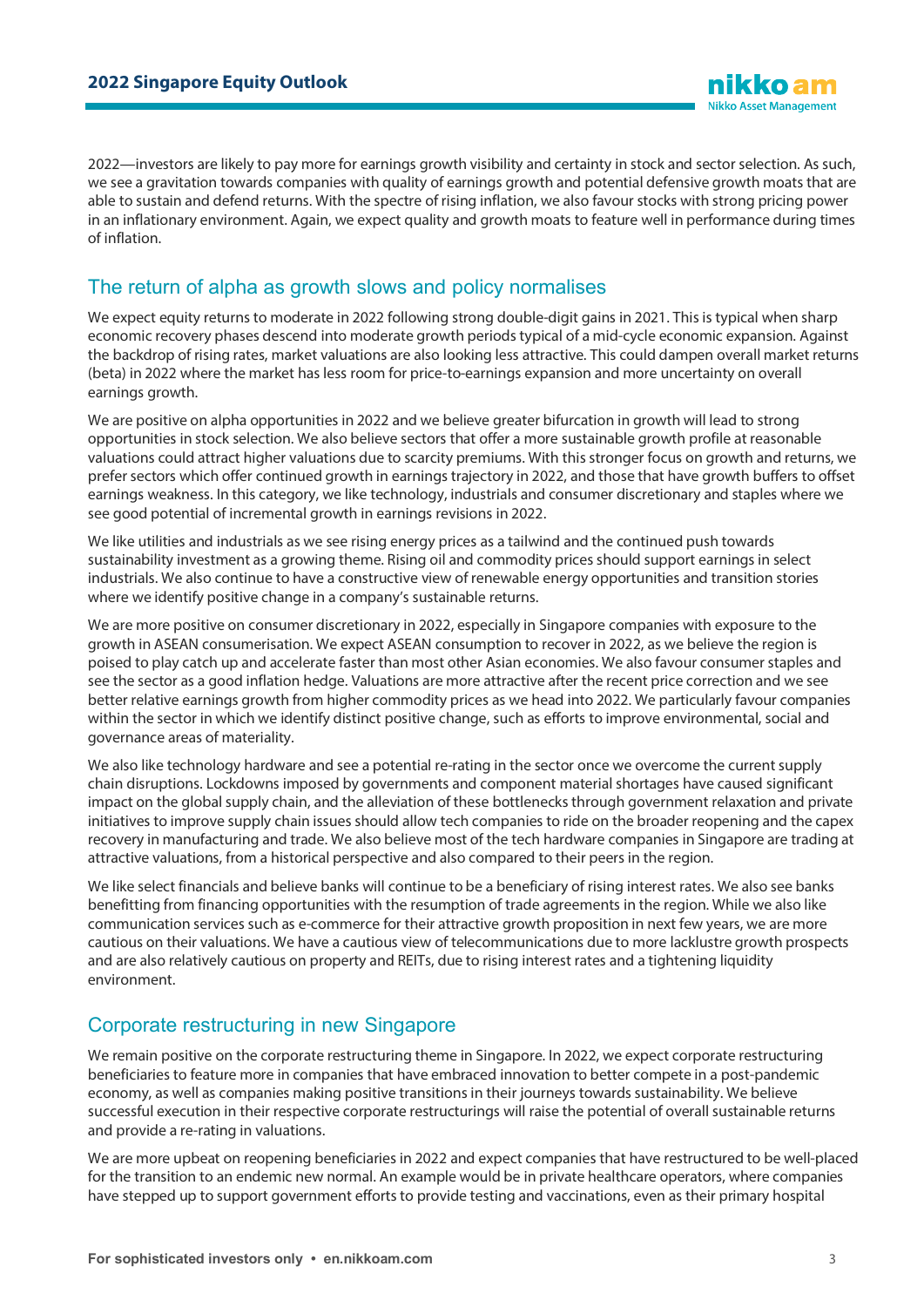2022—investors are likely to pay more for earnings growth visibility and certainty in stock and sector selection. As such, we see a gravitation towards companies with quality of earnings growth and potential defensive growth moats that are able to sustain and defend returns. With the spectre of rising inflation, we also favour stocks with strong pricing power in an inflationary environment. Again, we expect quality and growth moats to feature well in performance during times of inflation.

## The return of alpha as growth slows and policy normalises

We expect equity returns to moderate in 2022 following strong double-digit gains in 2021. This is typical when sharp economic recovery phases descend into moderate growth periods typical of a mid-cycle economic expansion. Against the backdrop of rising rates, market valuations are also looking less attractive. This could dampen overall market returns (beta) in 2022 where the market has less room for price-to-earnings expansion and more uncertainty on overall earnings growth.

We are positive on alpha opportunities in 2022 and we believe greater bifurcation in growth will lead to strong opportunities in stock selection. We also believe sectors that offer a more sustainable growth profile at reasonable valuations could attract higher valuations due to scarcity premiums. With this stronger focus on growth and returns, we prefer sectors which offer continued growth in earnings trajectory in 2022, and those that have growth buffers to offset earnings weakness. In this category, we like technology, industrials and consumer discretionary and staples where we see good potential of incremental growth in earnings revisions in 2022.

We like utilities and industrials as we see rising energy prices as a tailwind and the continued push towards sustainability investment as a growing theme. Rising oil and commodity prices should support earnings in select industrials. We also continue to have a constructive view of renewable energy opportunities and transition stories where we identify positive change in a company's sustainable returns.

We are more positive on consumer discretionary in 2022, especially in Singapore companies with exposure to the growth in ASEAN consumerisation. We expect ASEAN consumption to recover in 2022, as we believe the region is poised to play catch up and accelerate faster than most other Asian economies. We also favour consumer staples and see the sector as a good inflation hedge. Valuations are more attractive after the recent price correction and we see better relative earnings growth from higher commodity prices as we head into 2022. We particularly favour companies within the sector in which we identify distinct positive change, such as efforts to improve environmental, social and governance areas of materiality.

We also like technology hardware and see a potential re-rating in the sector once we overcome the current supply chain disruptions. Lockdowns imposed by governments and component material shortages have caused significant impact on the global supply chain, and the alleviation of these bottlenecks through government relaxation and private initiatives to improve supply chain issues should allow tech companies to ride on the broader reopening and the capex recovery in manufacturing and trade. We also believe most of the tech hardware companies in Singapore are trading at attractive valuations, from a historical perspective and also compared to their peers in the region.

We like select financials and believe banks will continue to be a beneficiary of rising interest rates. We also see banks benefitting from financing opportunities with the resumption of trade agreements in the region. While we also like communication services such as e-commerce for their attractive growth proposition in next few years, we are more cautious on their valuations. We have a cautious view of telecommunications due to more lacklustre growth prospects and are also relatively cautious on property and REITs, due to rising interest rates and a tightening liquidity environment.

## Corporate restructuring in new Singapore

We remain positive on the corporate restructuring theme in Singapore. In 2022, we expect corporate restructuring beneficiaries to feature more in companies that have embraced innovation to better compete in a post-pandemic economy, as well as companies making positive transitions in their journeys towards sustainability. We believe successful execution in their respective corporate restructurings will raise the potential of overall sustainable returns and provide a re-rating in valuations.

We are more upbeat on reopening beneficiaries in 2022 and expect companies that have restructured to be well-placed for the transition to an endemic new normal. An example would be in private healthcare operators, where companies have stepped up to support government efforts to provide testing and vaccinations, even as their primary hospital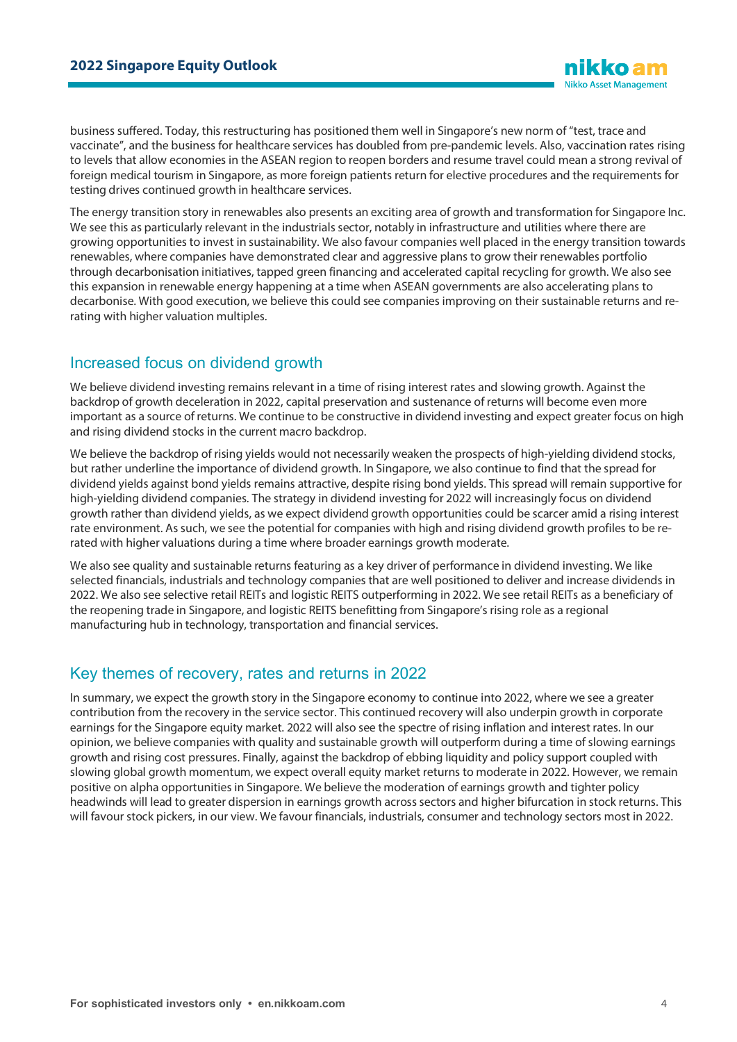business suffered. Today, this restructuring has positioned them well in Singapore's new norm of "test, trace and vaccinate", and the business for healthcare services has doubled from pre-pandemic levels. Also, vaccination rates rising to levels that allow economies in the ASEAN region to reopen borders and resume travel could mean a strong revival of foreign medical tourism in Singapore, as more foreign patients return for elective procedures and the requirements for testing drives continued growth in healthcare services.

The energy transition story in renewables also presents an exciting area of growth and transformation for Singapore Inc. We see this as particularly relevant in the industrials sector, notably in infrastructure and utilities where there are growing opportunities to invest in sustainability. We also favour companies well placed in the energy transition towards renewables, where companies have demonstrated clear and aggressive plans to grow their renewables portfolio through decarbonisation initiatives, tapped green financing and accelerated capital recycling for growth. We also see this expansion in renewable energy happening at a time when ASEAN governments are also accelerating plans to decarbonise. With good execution, we believe this could see companies improving on their sustainable returns and re-rating with higher valuation multiples.

## Increased focus on dividend growth

We believe dividend investing remains relevant in a time of rising interest rates and slowing growth. Against the backdrop of growth deceleration in 2022, capital preservation and sustenance of returns will become even more important as a source of returns. We continue to be constructive in dividend investing and expect greater focus on high and rising dividend stocks in the current macro backdrop.

We believe the backdrop of rising yields would not necessarily weaken the prospects of high-yielding dividend stocks, but rather underline the importance of dividend growth. In Singapore, we also continue to find that the spread for dividend yields against bond yields remains attractive, despite rising bond yields. This spread will remain supportive for high-yielding dividend companies. The strategy in dividend investing for 2022 will increasingly focus on dividend growth rather than dividend yields, as we expect dividend growth opportunities could be scarcer amid a rising interest rate environment. As such, we see the potential for companies with high and rising dividend growth profiles to be re-rated with higher valuations during a time where broader earnings growth moderate.

We also see quality and sustainable returns featuring as a key driver of performance in dividend investing. We like selected financials, industrials and technology companies that are well positioned to deliver and increase dividends in 2022. We also see selective retail REITs and logistic REITS outperforming in 2022. We see retail REITs as a beneficiary of the reopening trade in Singapore, and logistic REITS benefitting from Singapore's rising role as a regional manufacturing hub in technology, transportation and financial services.

## Key themes of recovery, rates and returns in 2022

In summary, we expect the growth story in the Singapore economy to continue into 2022, where we see a greater contribution from the recovery in the service sector. This continued recovery will also underpin growth in corporate earnings for the Singapore equity market. 2022 will also see the spectre of rising inflation and interest rates. In our opinion, we believe companies with quality and sustainable growth will outperform during a time of slowing earnings growth and rising cost pressures. Finally, against the backdrop of ebbing liquidity and policy support coupled with slowing global growth momentum, we expect overall equity market returns to moderate in 2022. However, we remain positive on alpha opportunities in Singapore. We believe the moderation of earnings growth and tighter policy headwinds will lead to greater dispersion in earnings growth across sectors and higher bifurcation in stock returns. This will favour stock pickers, in our view. We favour financials, industrials, consumer and technology sectors most in 2022.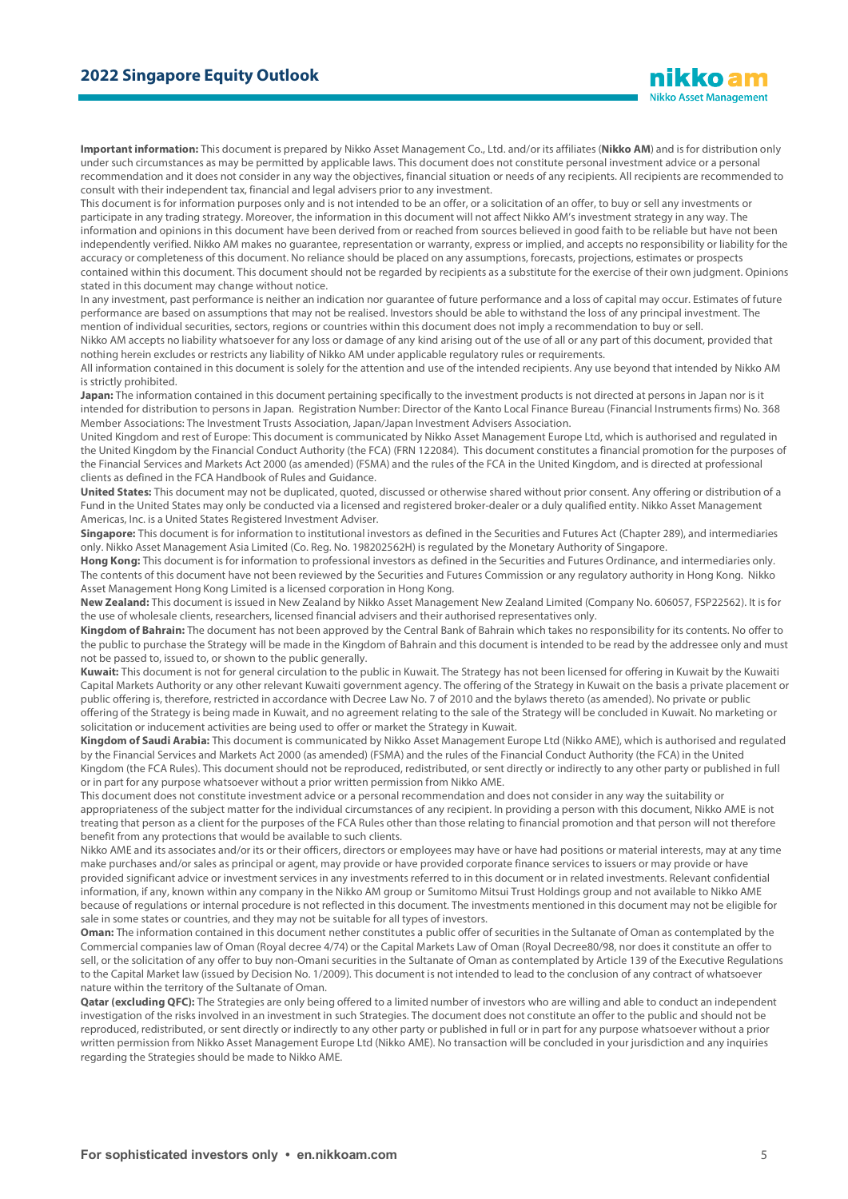**Important information:** This document is prepared by Nikko Asset Management Co., Ltd. and/or its affiliates (**Nikko AM**) and is for distribution only under such circumstances as may be permitted by applicable laws. This document does not constitute personal investment advice or a personal recommendation and it does not consider in any way the objectives, financial situation or needs of any recipients. All recipients are recommended to consult with their independent tax, financial and legal advisers prior to any investment.

This document is for information purposes only and is not intended to be an offer, or a solicitation of an offer, to buy or sell any investments or participate in any trading strategy. Moreover, the information in this document will not affect Nikko AM's investment strategy in any way. The information and opinions in this document have been derived from or reached from sources believed in good faith to be reliable but have not been independently verified. Nikko AM makes no guarantee, representation or warranty, express or implied, and accepts no responsibility or liability for the accuracy or completeness of this document. No reliance should be placed on any assumptions, forecasts, projections, estimates or prospects contained within this document. This document should not be regarded by recipients as a substitute for the exercise of their own judgment. Opinions stated in this document may change without notice.

In any investment, past performance is neither an indication nor guarantee of future performance and a loss of capital may occur. Estimates of future performance are based on assumptions that may not be realised. Investors should be able to withstand the loss of any principal investment. The mention of individual securities, sectors, regions or countries within this document does not imply a recommendation to buy or sell.

Nikko AM accepts no liability whatsoever for any loss or damage of any kind arising out of the use of all or any part of this document, provided that nothing herein excludes or restricts any liability of Nikko AM under applicable regulatory rules or requirements.

All information contained in this document is solely for the attention and use of the intended recipients. Any use beyond that intended by Nikko AM is strictly prohibited.

**Japan:** The information contained in this document pertaining specifically to the investment products is not directed at persons in Japan nor is it intended for distribution to persons in Japan. Registration Number: Director of the Kanto Local Finance Bureau (Financial Instruments firms) No. 368 Member Associations: The Investment Trusts Association, Japan/Japan Investment Advisers Association.

United Kingdom and rest of Europe: This document is communicated by Nikko Asset Management Europe Ltd, which is authorised and regulated in the United Kingdom by the Financial Conduct Authority (the FCA) (FRN 122084). This document constitutes a financial promotion for the purposes of the Financial Services and Markets Act 2000 (as amended) (FSMA) and the rules of the FCA in the United Kingdom, and is directed at professional clients as defined in the FCA Handbook of Rules and Guidance.

**United States:** This document may not be duplicated, quoted, discussed or otherwise shared without prior consent. Any offering or distribution of a Fund in the United States may only be conducted via a licensed and registered broker-dealer or a duly qualified entity. Nikko Asset Management Americas, Inc. is a United States Registered Investment Adviser.

**Singapore:** This document is for information to institutional investors as defined in the Securities and Futures Act (Chapter 289), and intermediaries only. Nikko Asset Management Asia Limited (Co. Reg. No. 198202562H) is regulated by the Monetary Authority of Singapore.

**Hong Kong:** This document is for information to professional investors as defined in the Securities and Futures Ordinance, and intermediaries only. The contents of this document have not been reviewed by the Securities and Futures Commission or any regulatory authority in Hong Kong. Nikko Asset Management Hong Kong Limited is a licensed corporation in Hong Kong.

**New Zealand:** This document is issued in New Zealand by Nikko Asset Management New Zealand Limited (Company No. 606057, FSP22562). It is for the use of wholesale clients, researchers, licensed financial advisers and their authorised representatives only.

**Kingdom of Bahrain:** The document has not been approved by the Central Bank of Bahrain which takes no responsibility for its contents. No offer to the public to purchase the Strategy will be made in the Kingdom of Bahrain and this document is intended to be read by the addressee only and must not be passed to, issued to, or shown to the public generally.

**Kuwait:** This document is not for general circulation to the public in Kuwait. The Strategy has not been licensed for offering in Kuwait by the Kuwaiti Capital Markets Authority or any other relevant Kuwaiti government agency. The offering of the Strategy in Kuwait on the basis a private placement or public offering is, therefore, restricted in accordance with Decree Law No. 7 of 2010 and the bylaws thereto (as amended). No private or public offering of the Strategy is being made in Kuwait, and no agreement relating to the sale of the Strategy will be concluded in Kuwait. No marketing or solicitation or inducement activities are being used to offer or market the Strategy in Kuwait.

**Kingdom of Saudi Arabia:** This document is communicated by Nikko Asset Management Europe Ltd (Nikko AME), which is authorised and regulated by the Financial Services and Markets Act 2000 (as amended) (FSMA) and the rules of the Financial Conduct Authority (the FCA) in the United Kingdom (the FCA Rules). This document should not be reproduced, redistributed, or sent directly or indirectly to any other party or published in full or in part for any purpose whatsoever without a prior written permission from Nikko AME.

This document does not constitute investment advice or a personal recommendation and does not consider in any way the suitability or appropriateness of the subject matter for the individual circumstances of any recipient. In providing a person with this document, Nikko AME is not treating that person as a client for the purposes of the FCA Rules other than those relating to financial promotion and that person will not therefore benefit from any protections that would be available to such clients.

Nikko AME and its associates and/or its or their officers, directors or employees may have or have had positions or material interests, may at any time make purchases and/or sales as principal or agent, may provide or have provided corporate finance services to issuers or may provide or have provided significant advice or investment services in any investments referred to in this document or in related investments. Relevant confidential information, if any, known within any company in the Nikko AM group or Sumitomo Mitsui Trust Holdings group and not available to Nikko AME because of regulations or internal procedure is not reflected in this document. The investments mentioned in this document may not be eligible for sale in some states or countries, and they may not be suitable for all types of investors.

**Oman:** The information contained in this document nether constitutes a public offer of securities in the Sultanate of Oman as contemplated by the Commercial companies law of Oman (Royal decree 4/74) or the Capital Markets Law of Oman (Royal Decree80/98, nor does it constitute an offer to sell, or the solicitation of any offer to buy non-Omani securities in the Sultanate of Oman as contemplated by Article 139 of the Executive Regulations to the Capital Market law (issued by Decision No. 1/2009). This document is not intended to lead to the conclusion of any contract of whatsoever nature within the territory of the Sultanate of Oman.

**Qatar (excluding QFC):** The Strategies are only being offered to a limited number of investors who are willing and able to conduct an independent investigation of the risks involved in an investment in such Strategies. The document does not constitute an offer to the public and should not be reproduced, redistributed, or sent directly or indirectly to any other party or published in full or in part for any purpose whatsoever without a prior written permission from Nikko Asset Management Europe Ltd (Nikko AME). No transaction will be concluded in your jurisdiction and any inquiries regarding the Strategies should be made to Nikko AME.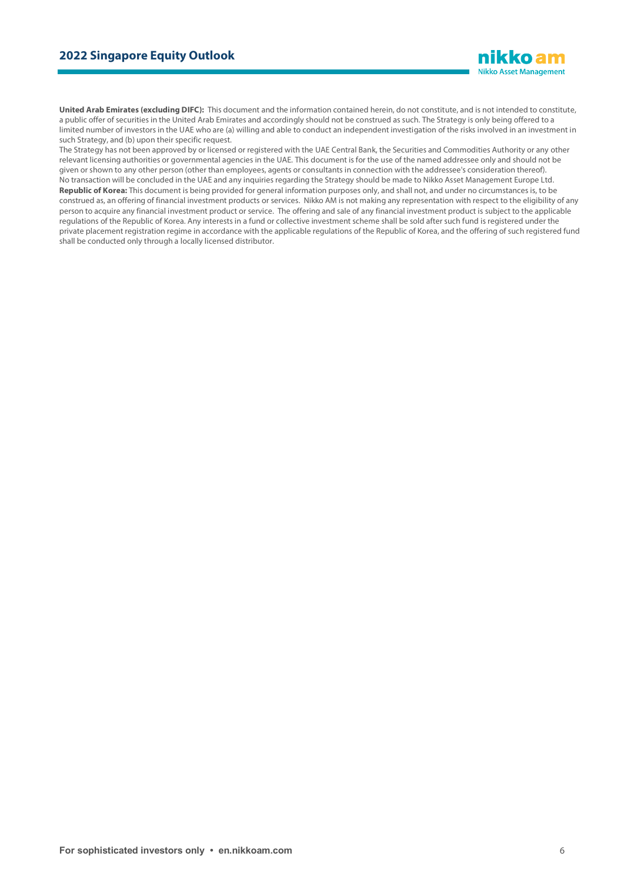**United Arab Emirates (excluding DIFC):** This document and the information contained herein, do not constitute, and is not intended to constitute, a public offer of securities in the United Arab Emirates and accordingly should not be construed as such. The Strategy is only being offered to a limited number of investors in the UAE who are (a) willing and able to conduct an independent investigation of the risks involved in an investment in such Strategy, and (b) upon their specific request.

The Strategy has not been approved by or licensed or registered with the UAE Central Bank, the Securities and Commodities Authority or any other relevant licensing authorities or governmental agencies in the UAE. This document is for the use of the named addressee only and should not be given or shown to any other person (other than employees, agents or consultants in connection with the addressee's consideration thereof).

No transaction will be concluded in the UAE and any inquiries regarding the Strategy should be made to Nikko Asset Management Europe Ltd.

**Republic of Korea:** This document is being provided for general information purposes only, and shall not, and under no circumstances is, to be construed as, an offering of financial investment products or services. Nikko AM is not making any representation with respect to the eligibility of any person to acquire any financial investment product or service. The offering and sale of any financial investment product is subject to the applicable regulations of the Republic of Korea. Any interests in a fund or collective investment scheme shall be sold after such fund is registered under the private placement registration regime in accordance with the applicable regulations of the Republic of Korea, and the offering of such registered fund shall be conducted only through a locally licensed distributor.